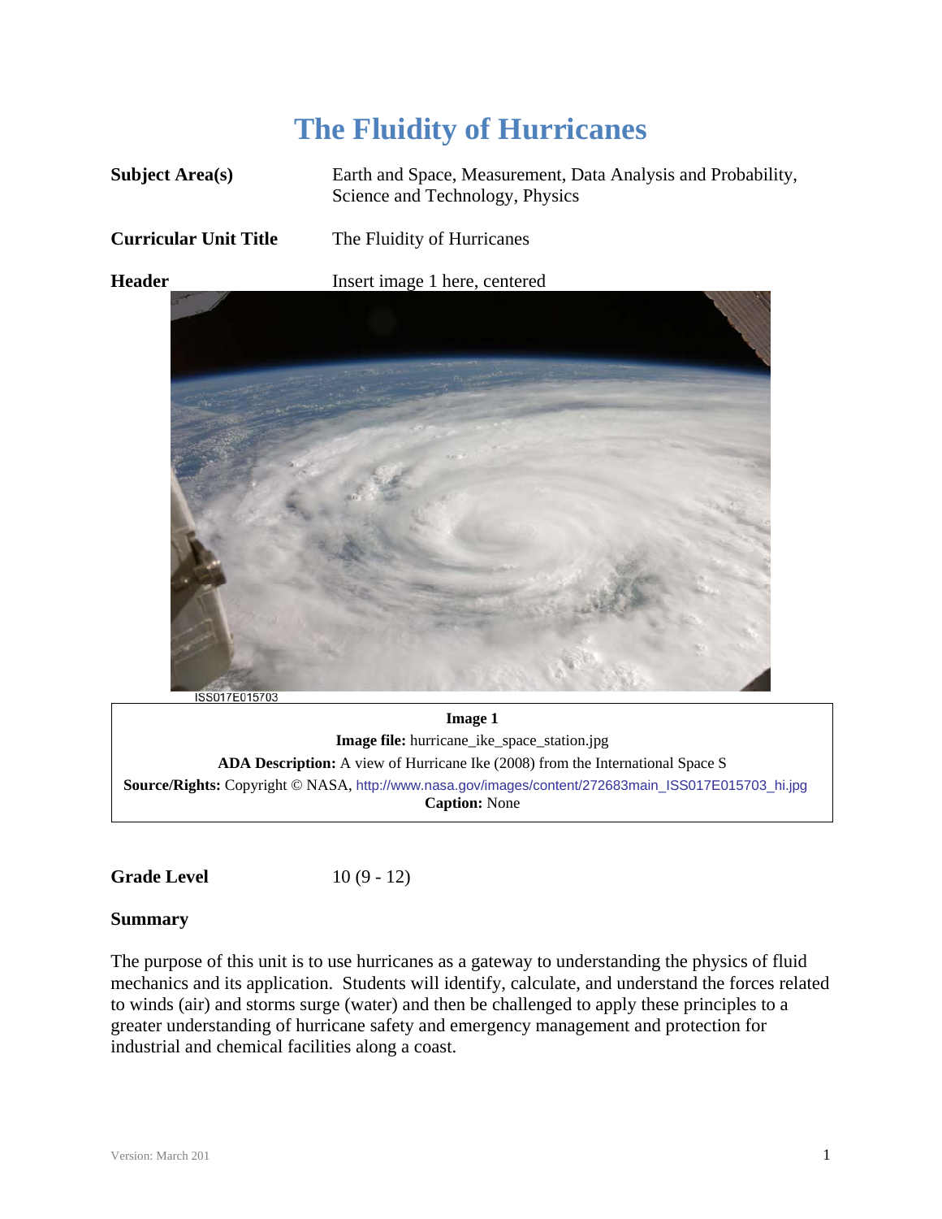# The Fluidity of Hurricanes

**Subject Area(s)** Earth and Space, Measurement, Data Analysis and Probability, Science and Technology, Physics

**Curricular Unit Title** The Fluidity of Hurricanes

**Header** Insert image 1 here, centered

ISS017E015703

**Image 1**
**Image file:** hurricane_ike_space_station.jpg
**ADA Description:** A view of Hurricane Ike (2008) from the International Space S
**Source/Rights:** Copyright © NASA, http://www.nasa.gov/images/content/272683main_ISS017E015703_hi.jpg
**Caption:** None

**Grade Level** 10 (9 - 12)

**Summary**

The purpose of this unit is to use hurricanes as a gateway to understanding the physics of fluid mechanics and its application. Students will identify, calculate, and understand the forces related to winds (air) and storms surge (water) and then be challenged to apply these principles to a greater understanding of hurricane safety and emergency management and protection for industrial and chemical facilities along a coast.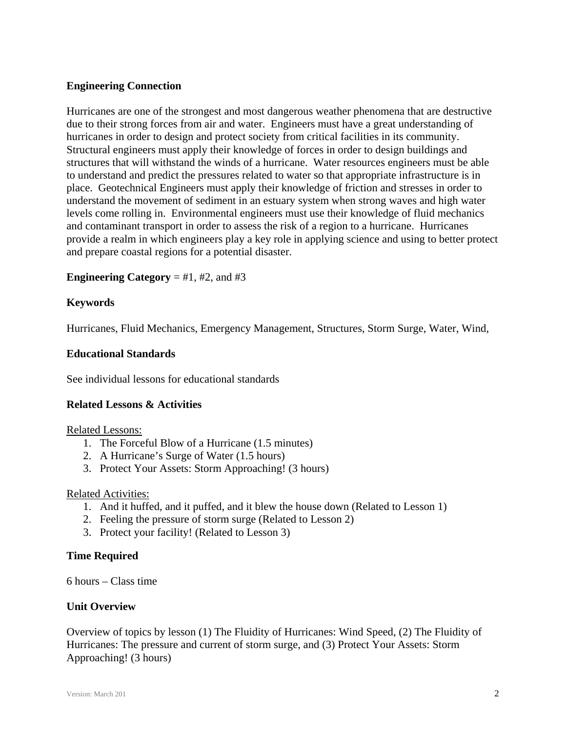**Engineering Connection**

Hurricanes are one of the strongest and most dangerous weather phenomena that are destructive due to their strong forces from air and water. Engineers must have a great understanding of hurricanes in order to design and protect society from critical facilities in its community. Structural engineers must apply their knowledge of forces in order to design buildings and structures that will withstand the winds of a hurricane. Water resources engineers must be able to understand and predict the pressures related to water so that appropriate infrastructure is in place. Geotechnical Engineers must apply their knowledge of friction and stresses in order to understand the movement of sediment in an estuary system when strong waves and high water levels come rolling in. Environmental engineers must use their knowledge of fluid mechanics and contaminant transport in order to assess the risk of a region to a hurricane. Hurricanes provide a realm in which engineers play a key role in applying science and using to better protect and prepare coastal regions for a potential disaster.

**Engineering Category** = #1, #2, and #3

**Keywords**

Hurricanes, Fluid Mechanics, Emergency Management, Structures, Storm Surge, Water, Wind,

**Educational Standards**

See individual lessons for educational standards

**Related Lessons & Activities**

Related Lessons:

1. The Forceful Blow of a Hurricane (1.5 minutes)
2. A Hurricane's Surge of Water (1.5 hours)
3. Protect Your Assets: Storm Approaching! (3 hours)

Related Activities:

1. And it huffed, and it puffed, and it blew the house down (Related to Lesson 1)
2. Feeling the pressure of storm surge (Related to Lesson 2)
3. Protect your facility! (Related to Lesson 3)

**Time Required**

6 hours – Class time

**Unit Overview**

Overview of topics by lesson (1) The Fluidity of Hurricanes: Wind Speed, (2) The Fluidity of Hurricanes: The pressure and current of storm surge, and (3) Protect Your Assets: Storm Approaching! (3 hours)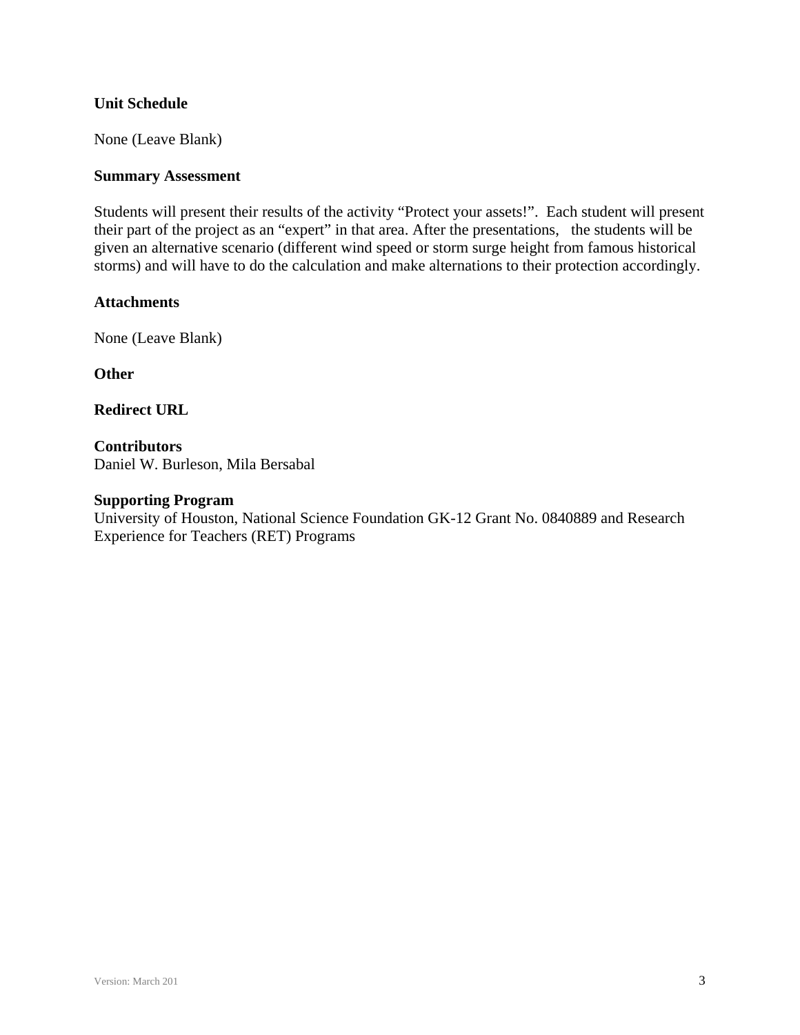**Unit Schedule**

None (Leave Blank)

**Summary Assessment**

Students will present their results of the activity “Protect your assets!”. Each student will present their part of the project as an “expert” in that area. After the presentations, the students will be given an alternative scenario (different wind speed or storm surge height from famous historical storms) and will have to do the calculation and make alternations to their protection accordingly.

**Attachments**

None (Leave Blank)

**Other**

**Redirect URL**

**Contributors**
Daniel W. Burleson, Mila Bersabal

**Supporting Program**
University of Houston, National Science Foundation GK-12 Grant No. 0840889 and Research Experience for Teachers (RET) Programs